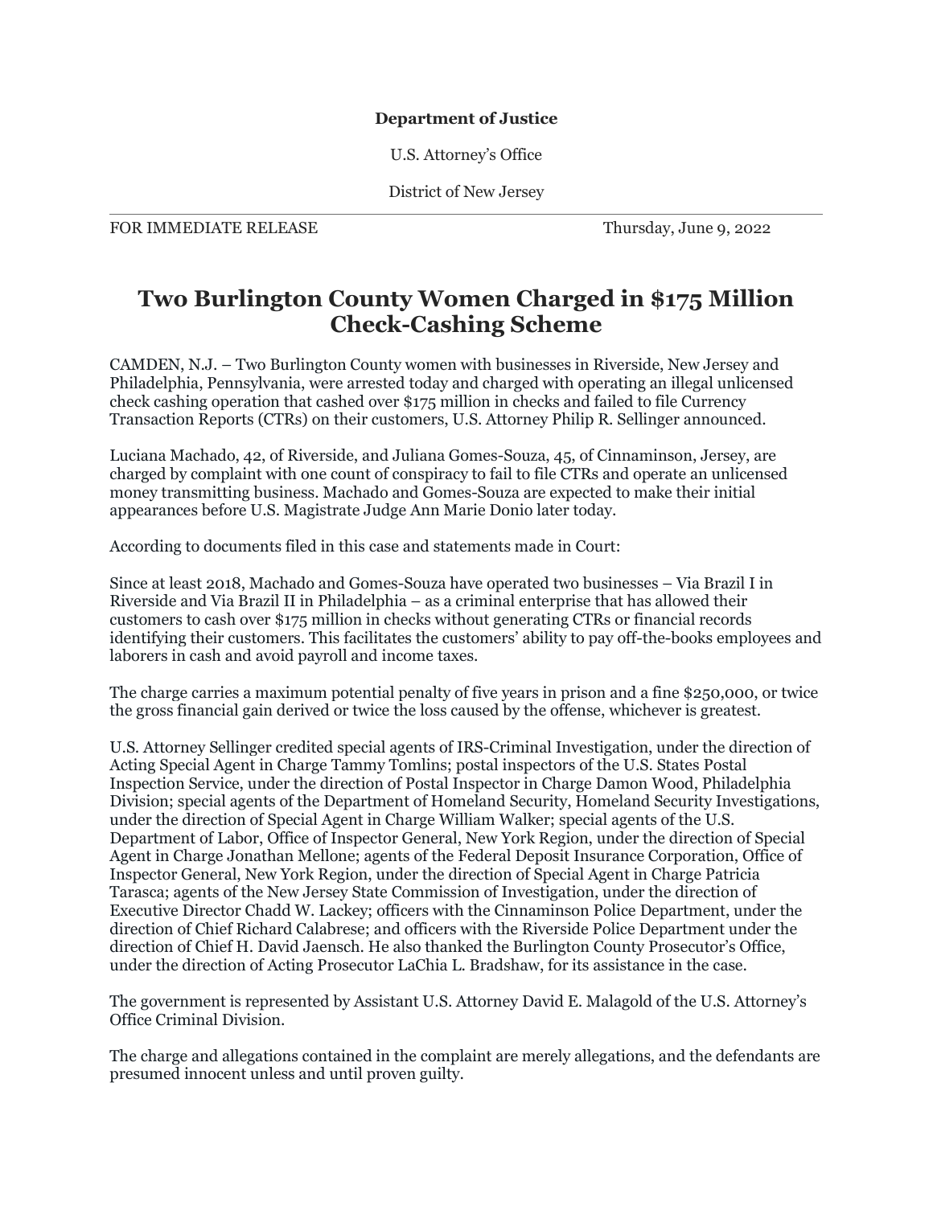**Department of Justice**

U.S. Attorney's Office

District of New Jersey

FOR IMMEDIATE RELEASE Thursday, June 9, 2022

# Two Burlington County Women Charged in $175 Million Check-Cashing Scheme

CAMDEN, N.J. – Two Burlington County women with businesses in Riverside, New Jersey and Philadelphia, Pennsylvania, were arrested today and charged with operating an illegal unlicensed check cashing operation that cashed over $175 million in checks and failed to file Currency Transaction Reports (CTRs) on their customers, U.S. Attorney Philip R. Sellinger announced.

Luciana Machado, 42, of Riverside, and Juliana Gomes-Souza, 45, of Cinnaminson, Jersey, are charged by complaint with one count of conspiracy to fail to file CTRs and operate an unlicensed money transmitting business. Machado and Gomes-Souza are expected to make their initial appearances before U.S. Magistrate Judge Ann Marie Donio later today.

According to documents filed in this case and statements made in Court:

Since at least 2018, Machado and Gomes-Souza have operated two businesses – Via Brazil I in Riverside and Via Brazil II in Philadelphia – as a criminal enterprise that has allowed their customers to cash over $175 million in checks without generating CTRs or financial records identifying their customers. This facilitates the customers' ability to pay off-the-books employees and laborers in cash and avoid payroll and income taxes.

The charge carries a maximum potential penalty of five years in prison and a fine $250,000, or twice the gross financial gain derived or twice the loss caused by the offense, whichever is greatest.

U.S. Attorney Sellinger credited special agents of IRS-Criminal Investigation, under the direction of Acting Special Agent in Charge Tammy Tomlins; postal inspectors of the U.S. States Postal Inspection Service, under the direction of Postal Inspector in Charge Damon Wood, Philadelphia Division; special agents of the Department of Homeland Security, Homeland Security Investigations, under the direction of Special Agent in Charge William Walker; special agents of the U.S. Department of Labor, Office of Inspector General, New York Region, under the direction of Special Agent in Charge Jonathan Mellone; agents of the Federal Deposit Insurance Corporation, Office of Inspector General, New York Region, under the direction of Special Agent in Charge Patricia Tarasca; agents of the New Jersey State Commission of Investigation, under the direction of Executive Director Chadd W. Lackey; officers with the Cinnaminson Police Department, under the direction of Chief Richard Calabrese; and officers with the Riverside Police Department under the direction of Chief H. David Jaensch. He also thanked the Burlington County Prosecutor's Office, under the direction of Acting Prosecutor LaChia L. Bradshaw, for its assistance in the case.

The government is represented by Assistant U.S. Attorney David E. Malagold of the U.S. Attorney's Office Criminal Division.

The charge and allegations contained in the complaint are merely allegations, and the defendants are presumed innocent unless and until proven guilty.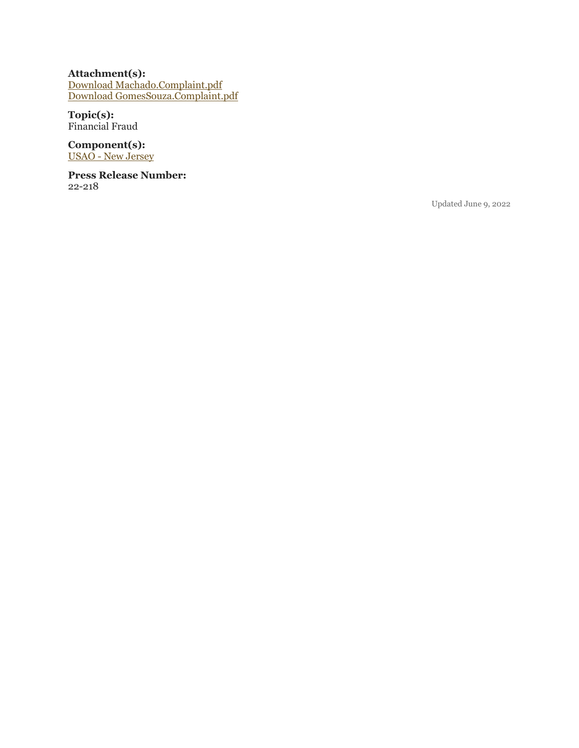**Attachment(s):**
Download Machado.Complaint.pdf
Download GomesSouza.Complaint.pdf

**Topic(s):**
Financial Fraud

**Component(s):**
USAO - New Jersey

**Press Release Number:**
22-218

Updated June 9, 2022